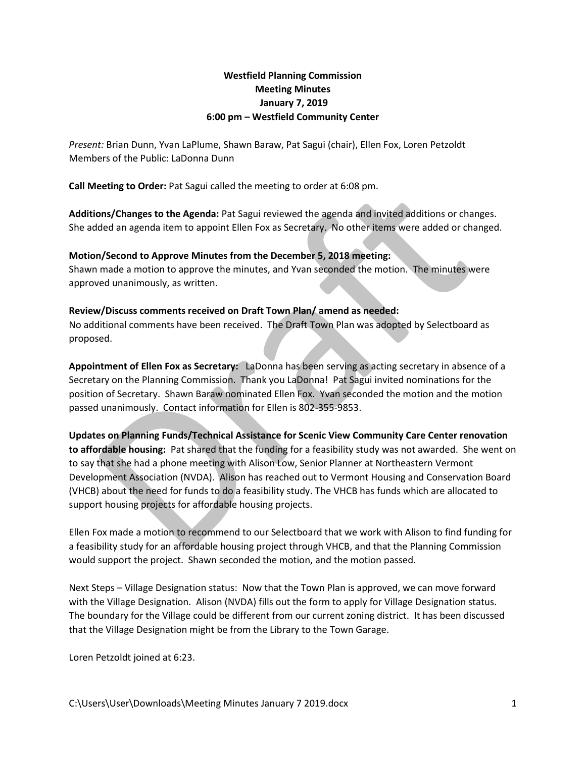**Westfield Planning Commission**
**Meeting Minutes**
**January 7, 2019**
**6:00 pm – Westfield Community Center**

*Present:* Brian Dunn, Yvan LaPlume, Shawn Baraw, Pat Sagui (chair), Ellen Fox, Loren Petzoldt
Members of the Public: LaDonna Dunn

**Call Meeting to Order:** Pat Sagui called the meeting to order at 6:08 pm.

**Additions/Changes to the Agenda:** Pat Sagui reviewed the agenda and invited additions or changes. She added an agenda item to appoint Ellen Fox as Secretary. No other items were added or changed.

**Motion/Second to Approve Minutes from the December 5, 2018 meeting:**
Shawn made a motion to approve the minutes, and Yvan seconded the motion. The minutes were approved unanimously, as written.

**Review/Discuss comments received on Draft Town Plan/ amend as needed:**
No additional comments have been received. The Draft Town Plan was adopted by Selectboard as proposed.

**Appointment of Ellen Fox as Secretary:** LaDonna has been serving as acting secretary in absence of a Secretary on the Planning Commission. Thank you LaDonna! Pat Sagui invited nominations for the position of Secretary. Shawn Baraw nominated Ellen Fox. Yvan seconded the motion and the motion passed unanimously. Contact information for Ellen is 802-355-9853.

**Updates on Planning Funds/Technical Assistance for Scenic View Community Care Center renovation to affordable housing:** Pat shared that the funding for a feasibility study was not awarded. She went on to say that she had a phone meeting with Alison Low, Senior Planner at Northeastern Vermont Development Association (NVDA). Alison has reached out to Vermont Housing and Conservation Board (VHCB) about the need for funds to do a feasibility study. The VHCB has funds which are allocated to support housing projects for affordable housing projects.

Ellen Fox made a motion to recommend to our Selectboard that we work with Alison to find funding for a feasibility study for an affordable housing project through VHCB, and that the Planning Commission would support the project. Shawn seconded the motion, and the motion passed.

Next Steps – Village Designation status: Now that the Town Plan is approved, we can move forward with the Village Designation. Alison (NVDA) fills out the form to apply for Village Designation status. The boundary for the Village could be different from our current zoning district. It has been discussed that the Village Designation might be from the Library to the Town Garage.

Loren Petzoldt joined at 6:23.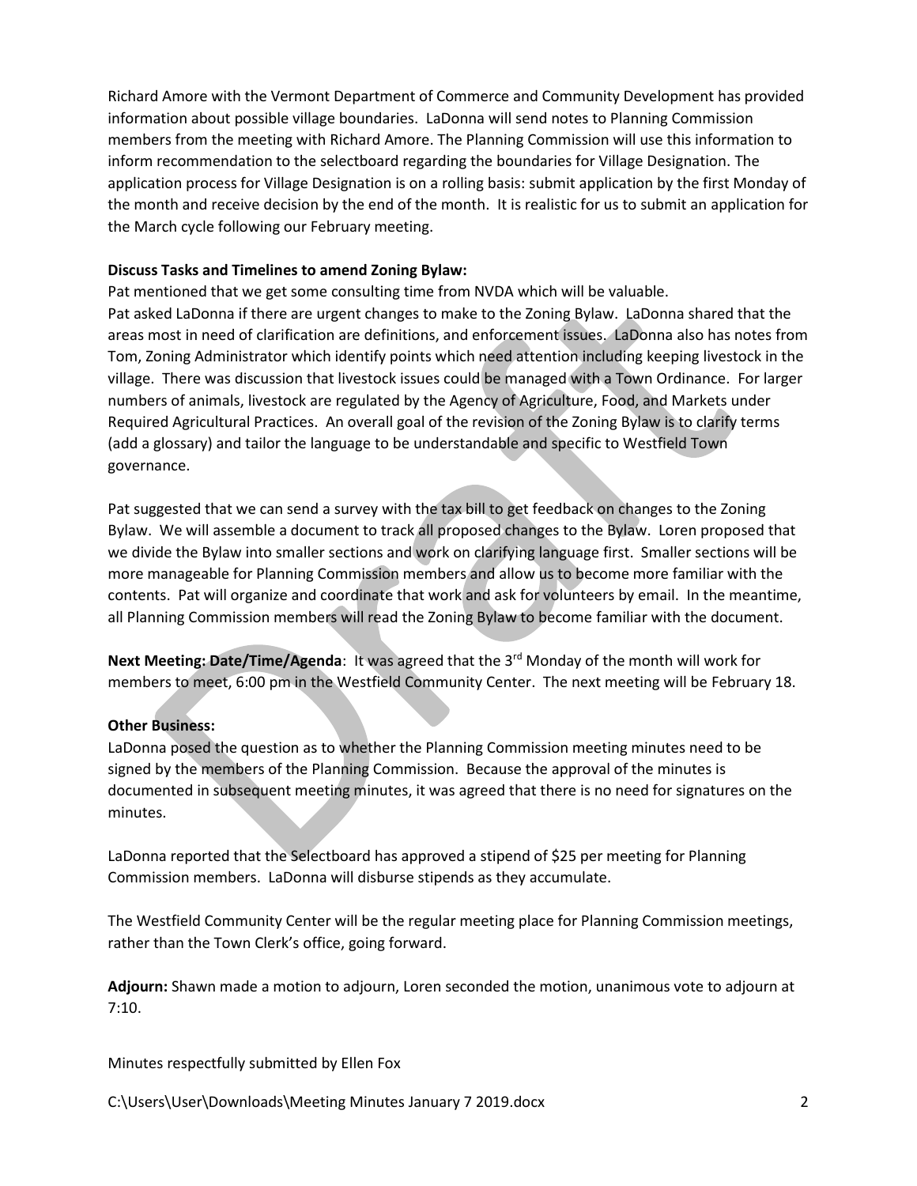Richard Amore with the Vermont Department of Commerce and Community Development has provided information about possible village boundaries. LaDonna will send notes to Planning Commission members from the meeting with Richard Amore. The Planning Commission will use this information to inform recommendation to the selectboard regarding the boundaries for Village Designation. The application process for Village Designation is on a rolling basis: submit application by the first Monday of the month and receive decision by the end of the month. It is realistic for us to submit an application for the March cycle following our February meeting.

**Discuss Tasks and Timelines to amend Zoning Bylaw:**

Pat mentioned that we get some consulting time from NVDA which will be valuable.

Pat asked LaDonna if there are urgent changes to make to the Zoning Bylaw. LaDonna shared that the areas most in need of clarification are definitions, and enforcement issues. LaDonna also has notes from Tom, Zoning Administrator which identify points which need attention including keeping livestock in the village. There was discussion that livestock issues could be managed with a Town Ordinance. For larger numbers of animals, livestock are regulated by the Agency of Agriculture, Food, and Markets under Required Agricultural Practices. An overall goal of the revision of the Zoning Bylaw is to clarify terms (add a glossary) and tailor the language to be understandable and specific to Westfield Town governance.

Pat suggested that we can send a survey with the tax bill to get feedback on changes to the Zoning Bylaw. We will assemble a document to track all proposed changes to the Bylaw. Loren proposed that we divide the Bylaw into smaller sections and work on clarifying language first. Smaller sections will be more manageable for Planning Commission members and allow us to become more familiar with the contents. Pat will organize and coordinate that work and ask for volunteers by email. In the meantime, all Planning Commission members will read the Zoning Bylaw to become familiar with the document.

**Next Meeting: Date/Time/Agenda**: It was agreed that the 3rd Monday of the month will work for members to meet, 6:00 pm in the Westfield Community Center. The next meeting will be February 18.

**Other Business:**

LaDonna posed the question as to whether the Planning Commission meeting minutes need to be signed by the members of the Planning Commission. Because the approval of the minutes is documented in subsequent meeting minutes, it was agreed that there is no need for signatures on the minutes.

LaDonna reported that the Selectboard has approved a stipend of $25 per meeting for Planning Commission members. LaDonna will disburse stipends as they accumulate.

The Westfield Community Center will be the regular meeting place for Planning Commission meetings, rather than the Town Clerk's office, going forward.

**Adjourn:** Shawn made a motion to adjourn, Loren seconded the motion, unanimous vote to adjourn at 7:10.

Minutes respectfully submitted by Ellen Fox